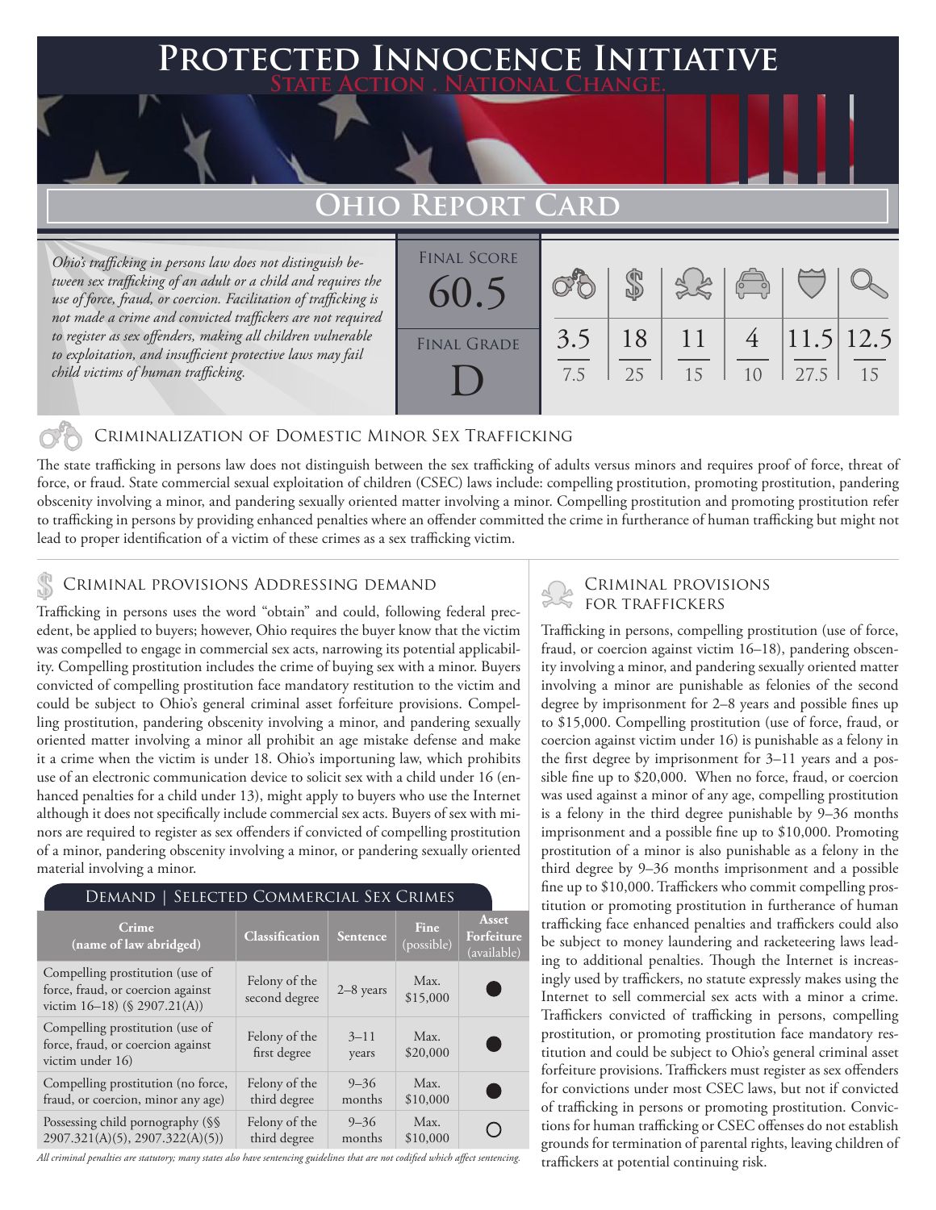# Protected Innocence Initiative

**State Action . National Change.**

## Ohio Report Card

*Ohio's trafficking in persons law does not distinguish between sex trafficking of an adult or a child and requires the use of force, fraud, or coercion. Facilitation of trafficking is not made a crime and convicted traffickers are not required to register as sex offenders, making all children vulnerable to exploitation, and insufficient protective laws may fail child victims of human trafficking.*

| Final Score | Criminalization of Domestic Minor Sex Trafficking | Criminal Provisions Addressing Demand | Criminal Provisions for Traffickers | Criminal Provisions for Facilitators | Protective Provisions for the Child Victims | Criminal Justice Tools for Investigation and Prosecution |
|---|---|---|---|---|---|---|
| 60.5 | 3.5 / 7.5 | 18 / 25 | 11 / 15 | 4 / 10 | 11.5 / 27.5 | 12.5 / 15 |

**Final Grade: D**

### Criminalization of Domestic Minor Sex Trafficking

The state trafficking in persons law does not distinguish between the sex trafficking of adults versus minors and requires proof of force, threat of force, or fraud. State commercial sexual exploitation of children (CSEC) laws include: compelling prostitution, promoting prostitution, pandering obscenity involving a minor, and pandering sexually oriented matter involving a minor. Compelling prostitution and promoting prostitution refer to trafficking in persons by providing enhanced penalties where an offender committed the crime in furtherance of human trafficking but might not lead to proper identification of a victim of these crimes as a sex trafficking victim.

### Criminal provisions Addressing demand

Trafficking in persons uses the word "obtain" and could, following federal precedent, be applied to buyers; however, Ohio requires the buyer know that the victim was compelled to engage in commercial sex acts, narrowing its potential applicability. Compelling prostitution includes the crime of buying sex with a minor. Buyers convicted of compelling prostitution face mandatory restitution to the victim and could be subject to Ohio's general criminal asset forfeiture provisions. Compelling prostitution, pandering obscenity involving a minor, and pandering sexually oriented matter involving a minor all prohibit an age mistake defense and make it a crime when the victim is under 18. Ohio's importuning law, which prohibits use of an electronic communication device to solicit sex with a child under 16 (enhanced penalties for a child under 13), might apply to buyers who use the Internet although it does not specifically include commercial sex acts. Buyers of sex with minors are required to register as sex offenders if convicted of compelling prostitution of a minor, pandering obscenity involving a minor, or pandering sexually oriented material involving a minor.

**Demand | Selected Commercial Sex Crimes**

| Crime (name of law abridged) | Classification | Sentence | Fine (possible) | Asset Forfeiture (available) |
|---|---|---|---|---|
| Compelling prostitution (use of force, fraud, or coercion against victim 16–18) (§ 2907.21(A)) | Felony of the second degree | 2–8 years | Max. $15,000 | ● |
| Compelling prostitution (use of force, fraud, or coercion against victim under 16) | Felony of the first degree | 3–11 years | Max. $20,000 | ● |
| Compelling prostitution (no force, fraud, or coercion, minor any age) | Felony of the third degree | 9–36 months | Max. $10,000 | ● |
| Possessing child pornography (§§ 2907.321(A)(5), 2907.322(A)(5)) | Felony of the third degree | 9–36 months | Max. $10,000 | ○ |

*All criminal penalties are statutory; many states also have sentencing guidelines that are not codified which affect sentencing.*

### Criminal provisions for traffickers

Trafficking in persons, compelling prostitution (use of force, fraud, or coercion against victim 16–18), pandering obscenity involving a minor, and pandering sexually oriented matter involving a minor are punishable as felonies of the second degree by imprisonment for 2–8 years and possible fines up to $15,000. Compelling prostitution (use of force, fraud, or coercion against victim under 16) is punishable as a felony in the first degree by imprisonment for 3–11 years and a possible fine up to $20,000. When no force, fraud, or coercion was used against a minor of any age, compelling prostitution is a felony in the third degree punishable by 9–36 months imprisonment and a possible fine up to $10,000. Promoting prostitution of a minor is also punishable as a felony in the third degree by 9–36 months imprisonment and a possible fine up to $10,000. Traffickers who commit compelling prostitution or promoting prostitution in furtherance of human trafficking face enhanced penalties and traffickers could also be subject to money laundering and racketeering laws leading to additional penalties. Though the Internet is increasingly used by traffickers, no statute expressly makes using the Internet to sell commercial sex acts with a minor a crime. Traffickers convicted of trafficking in persons, compelling prostitution, or promoting prostitution face mandatory restitution and could be subject to Ohio's general criminal asset forfeiture provisions. Traffickers must register as sex offenders for convictions under most CSEC laws, but not if convicted of trafficking in persons or promoting prostitution. Convictions for human trafficking or CSEC offenses do not establish grounds for termination of parental rights, leaving children of traffickers at potential continuing risk.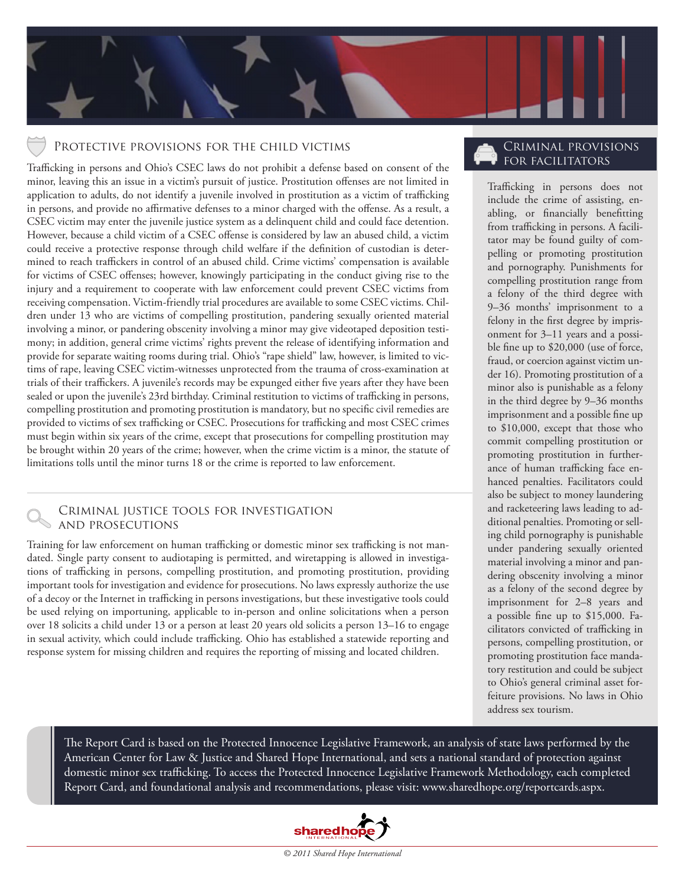## Protective provisions for the child victims

Trafficking in persons and Ohio's CSEC laws do not prohibit a defense based on consent of the minor, leaving this an issue in a victim's pursuit of justice. Prostitution offenses are not limited in application to adults, do not identify a juvenile involved in prostitution as a victim of trafficking in persons, and provide no affirmative defenses to a minor charged with the offense. As a result, a CSEC victim may enter the juvenile justice system as a delinquent child and could face detention. However, because a child victim of a CSEC offense is considered by law an abused child, a victim could receive a protective response through child welfare if the definition of custodian is determined to reach traffickers in control of an abused child. Crime victims' compensation is available for victims of CSEC offenses; however, knowingly participating in the conduct giving rise to the injury and a requirement to cooperate with law enforcement could prevent CSEC victims from receiving compensation. Victim-friendly trial procedures are available to some CSEC victims. Children under 13 who are victims of compelling prostitution, pandering sexually oriented material involving a minor, or pandering obscenity involving a minor may give videotaped deposition testimony; in addition, general crime victims' rights prevent the release of identifying information and provide for separate waiting rooms during trial. Ohio's "rape shield" law, however, is limited to victims of rape, leaving CSEC victim-witnesses unprotected from the trauma of cross-examination at trials of their traffickers. A juvenile's records may be expunged either five years after they have been sealed or upon the juvenile's 23rd birthday. Criminal restitution to victims of trafficking in persons, compelling prostitution and promoting prostitution is mandatory, but no specific civil remedies are provided to victims of sex trafficking or CSEC. Prosecutions for trafficking and most CSEC crimes must begin within six years of the crime, except that prosecutions for compelling prostitution may be brought within 20 years of the crime; however, when the crime victim is a minor, the statute of limitations tolls until the minor turns 18 or the crime is reported to law enforcement.

## Criminal justice tools for investigation and prosecutions

Training for law enforcement on human trafficking or domestic minor sex trafficking is not mandated. Single party consent to audiotaping is permitted, and wiretapping is allowed in investigations of trafficking in persons, compelling prostitution, and promoting prostitution, providing important tools for investigation and evidence for prosecutions. No laws expressly authorize the use of a decoy or the Internet in trafficking in persons investigations, but these investigative tools could be used relying on importuning, applicable to in-person and online solicitations when a person over 18 solicits a child under 13 or a person at least 20 years old solicits a person 13–16 to engage in sexual activity, which could include trafficking. Ohio has established a statewide reporting and response system for missing children and requires the reporting of missing and located children.

## Criminal provisions for facilitators

Trafficking in persons does not include the crime of assisting, enabling, or financially benefitting from trafficking in persons. A facilitator may be found guilty of compelling or promoting prostitution and pornography. Punishments for compelling prostitution range from a felony of the third degree with 9–36 months' imprisonment to a felony in the first degree by imprisonment for 3–11 years and a possible fine up to $20,000 (use of force, fraud, or coercion against victim under 16). Promoting prostitution of a minor also is punishable as a felony in the third degree by 9–36 months imprisonment and a possible fine up to $10,000, except that those who commit compelling prostitution or promoting prostitution in furtherance of human trafficking face enhanced penalties. Facilitators could also be subject to money laundering and racketeering laws leading to additional penalties. Promoting or selling child pornography is punishable under pandering sexually oriented material involving a minor and pandering obscenity involving a minor as a felony of the second degree by imprisonment for 2–8 years and a possible fine up to $15,000. Facilitators convicted of trafficking in persons, compelling prostitution, or promoting prostitution face mandatory restitution and could be subject to Ohio's general criminal asset forfeiture provisions. No laws in Ohio address sex tourism.

The Report Card is based on the Protected Innocence Legislative Framework, an analysis of state laws performed by the American Center for Law & Justice and Shared Hope International, and sets a national standard of protection against domestic minor sex trafficking. To access the Protected Innocence Legislative Framework Methodology, each completed Report Card, and foundational analysis and recommendations, please visit: www.sharedhope.org/reportcards.aspx.

shared hope INTERNATIONAL

*© 2011 Shared Hope International*